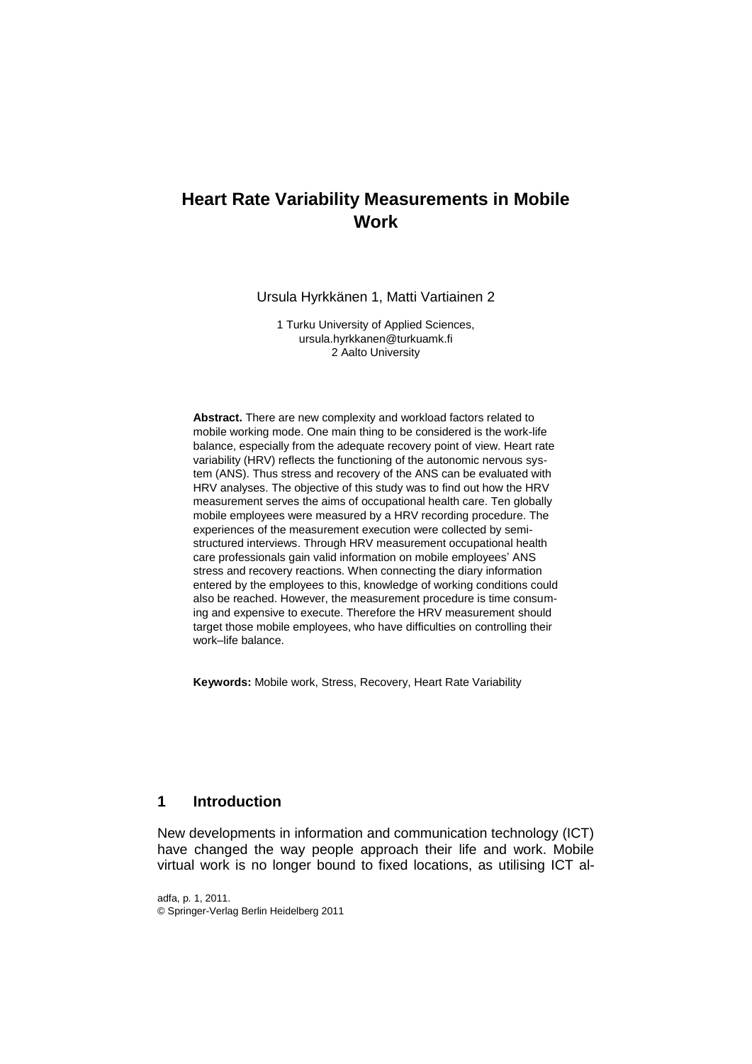# Heart Rate Variability Measurements in Mobile Work

Ursula Hyrkkänen 1, Matti Vartiainen 2

1 Turku University of Applied Sciences,
ursula.hyrkkanen@turkuamk.fi
2 Aalto University

**Abstract.** There are new complexity and workload factors related to mobile working mode. One main thing to be considered is the work-life balance, especially from the adequate recovery point of view. Heart rate variability (HRV) reflects the functioning of the autonomic nervous system (ANS). Thus stress and recovery of the ANS can be evaluated with HRV analyses. The objective of this study was to find out how the HRV measurement serves the aims of occupational health care. Ten globally mobile employees were measured by a HRV recording procedure. The experiences of the measurement execution were collected by semi-structured interviews. Through HRV measurement occupational health care professionals gain valid information on mobile employees' ANS stress and recovery reactions. When connecting the diary information entered by the employees to this, knowledge of working conditions could also be reached. However, the measurement procedure is time consuming and expensive to execute. Therefore the HRV measurement should target those mobile employees, who have difficulties on controlling their work–life balance.

**Keywords:** Mobile work, Stress, Recovery, Heart Rate Variability

## 1 Introduction

New developments in information and communication technology (ICT) have changed the way people approach their life and work. Mobile virtual work is no longer bound to fixed locations, as utilising ICT al-

adfa, p. 1, 2011.
© Springer-Verlag Berlin Heidelberg 2011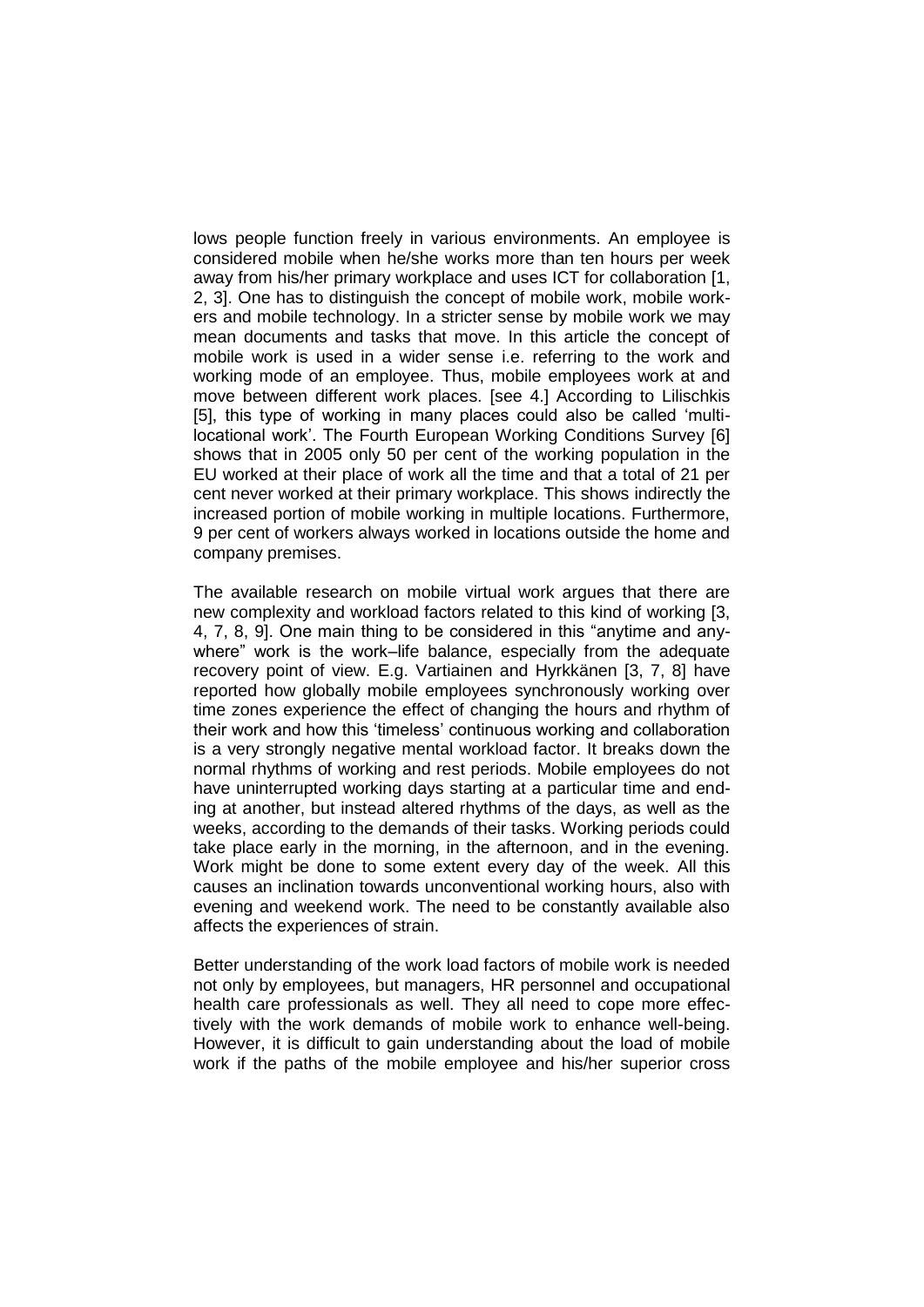lows people function freely in various environments. An employee is considered mobile when he/she works more than ten hours per week away from his/her primary workplace and uses ICT for collaboration [1, 2, 3]. One has to distinguish the concept of mobile work, mobile workers and mobile technology. In a stricter sense by mobile work we may mean documents and tasks that move. In this article the concept of mobile work is used in a wider sense i.e. referring to the work and working mode of an employee. Thus, mobile employees work at and move between different work places. [see 4.] According to Lilischkis [5], this type of working in many places could also be called 'multi-locational work'. The Fourth European Working Conditions Survey [6] shows that in 2005 only 50 per cent of the working population in the EU worked at their place of work all the time and that a total of 21 per cent never worked at their primary workplace. This shows indirectly the increased portion of mobile working in multiple locations. Furthermore, 9 per cent of workers always worked in locations outside the home and company premises.

The available research on mobile virtual work argues that there are new complexity and workload factors related to this kind of working [3, 4, 7, 8, 9]. One main thing to be considered in this "anytime and anywhere" work is the work–life balance, especially from the adequate recovery point of view. E.g. Vartiainen and Hyrkkänen [3, 7, 8] have reported how globally mobile employees synchronously working over time zones experience the effect of changing the hours and rhythm of their work and how this 'timeless' continuous working and collaboration is a very strongly negative mental workload factor. It breaks down the normal rhythms of working and rest periods. Mobile employees do not have uninterrupted working days starting at a particular time and ending at another, but instead altered rhythms of the days, as well as the weeks, according to the demands of their tasks. Working periods could take place early in the morning, in the afternoon, and in the evening. Work might be done to some extent every day of the week. All this causes an inclination towards unconventional working hours, also with evening and weekend work. The need to be constantly available also affects the experiences of strain.

Better understanding of the work load factors of mobile work is needed not only by employees, but managers, HR personnel and occupational health care professionals as well. They all need to cope more effectively with the work demands of mobile work to enhance well-being. However, it is difficult to gain understanding about the load of mobile work if the paths of the mobile employee and his/her superior cross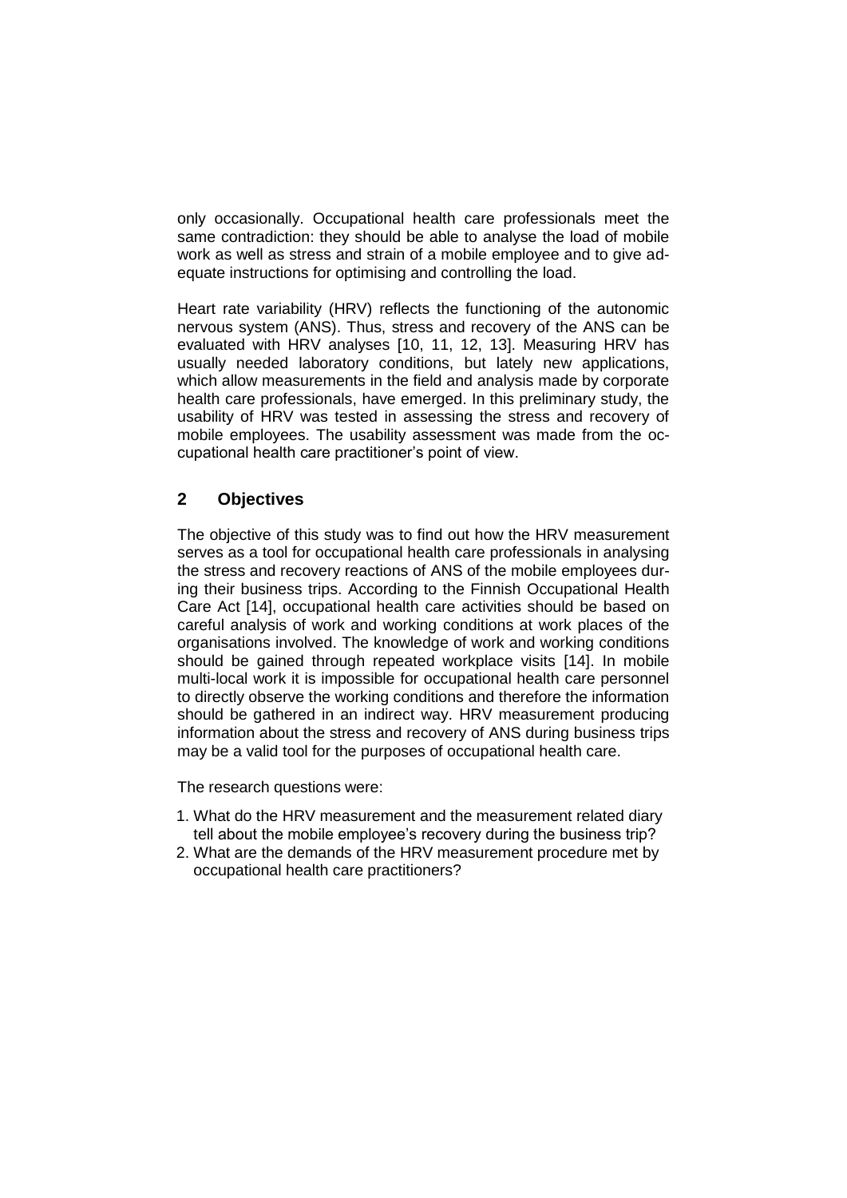only occasionally. Occupational health care professionals meet the same contradiction: they should be able to analyse the load of mobile work as well as stress and strain of a mobile employee and to give adequate instructions for optimising and controlling the load.

Heart rate variability (HRV) reflects the functioning of the autonomic nervous system (ANS). Thus, stress and recovery of the ANS can be evaluated with HRV analyses [10, 11, 12, 13]. Measuring HRV has usually needed laboratory conditions, but lately new applications, which allow measurements in the field and analysis made by corporate health care professionals, have emerged. In this preliminary study, the usability of HRV was tested in assessing the stress and recovery of mobile employees. The usability assessment was made from the occupational health care practitioner's point of view.

## 2 Objectives

The objective of this study was to find out how the HRV measurement serves as a tool for occupational health care professionals in analysing the stress and recovery reactions of ANS of the mobile employees during their business trips. According to the Finnish Occupational Health Care Act [14], occupational health care activities should be based on careful analysis of work and working conditions at work places of the organisations involved. The knowledge of work and working conditions should be gained through repeated workplace visits [14]. In mobile multi-local work it is impossible for occupational health care personnel to directly observe the working conditions and therefore the information should be gathered in an indirect way. HRV measurement producing information about the stress and recovery of ANS during business trips may be a valid tool for the purposes of occupational health care.

The research questions were:

1. What do the HRV measurement and the measurement related diary tell about the mobile employee's recovery during the business trip?
2. What are the demands of the HRV measurement procedure met by occupational health care practitioners?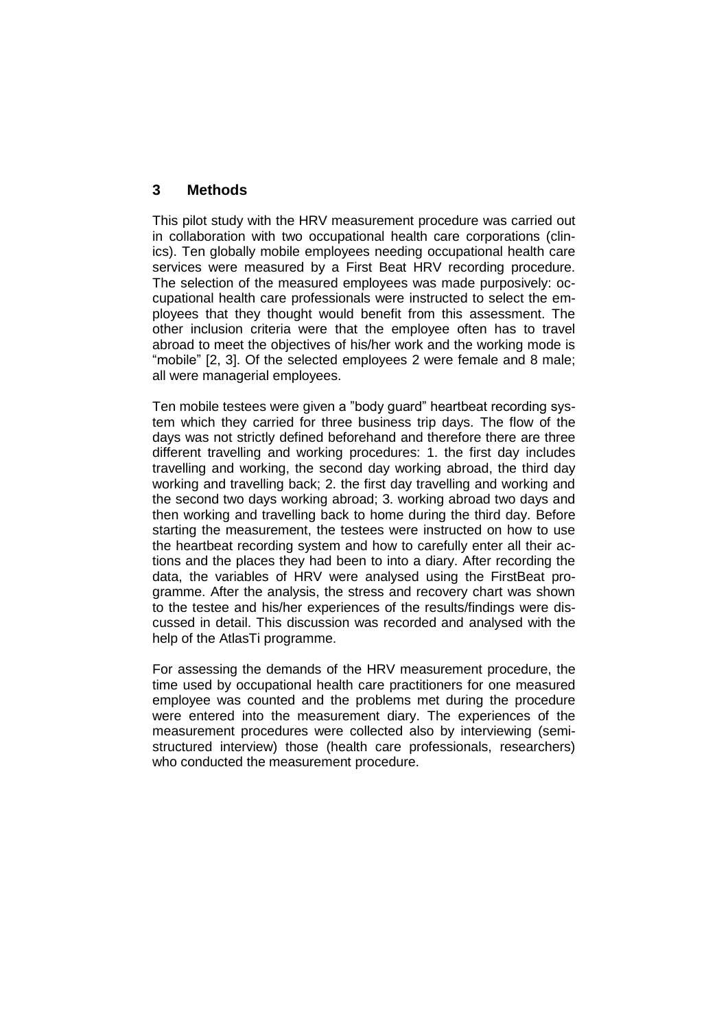## 3 Methods

This pilot study with the HRV measurement procedure was carried out in collaboration with two occupational health care corporations (clinics). Ten globally mobile employees needing occupational health care services were measured by a First Beat HRV recording procedure. The selection of the measured employees was made purposively: occupational health care professionals were instructed to select the employees that they thought would benefit from this assessment. The other inclusion criteria were that the employee often has to travel abroad to meet the objectives of his/her work and the working mode is "mobile" [2, 3]. Of the selected employees 2 were female and 8 male; all were managerial employees.

Ten mobile testees were given a "body guard" heartbeat recording system which they carried for three business trip days. The flow of the days was not strictly defined beforehand and therefore there are three different travelling and working procedures: 1. the first day includes travelling and working, the second day working abroad, the third day working and travelling back; 2. the first day travelling and working and the second two days working abroad; 3. working abroad two days and then working and travelling back to home during the third day. Before starting the measurement, the testees were instructed on how to use the heartbeat recording system and how to carefully enter all their actions and the places they had been to into a diary. After recording the data, the variables of HRV were analysed using the FirstBeat programme. After the analysis, the stress and recovery chart was shown to the testee and his/her experiences of the results/findings were discussed in detail. This discussion was recorded and analysed with the help of the AtlasTi programme.

For assessing the demands of the HRV measurement procedure, the time used by occupational health care practitioners for one measured employee was counted and the problems met during the procedure were entered into the measurement diary. The experiences of the measurement procedures were collected also by interviewing (semi-structured interview) those (health care professionals, researchers) who conducted the measurement procedure.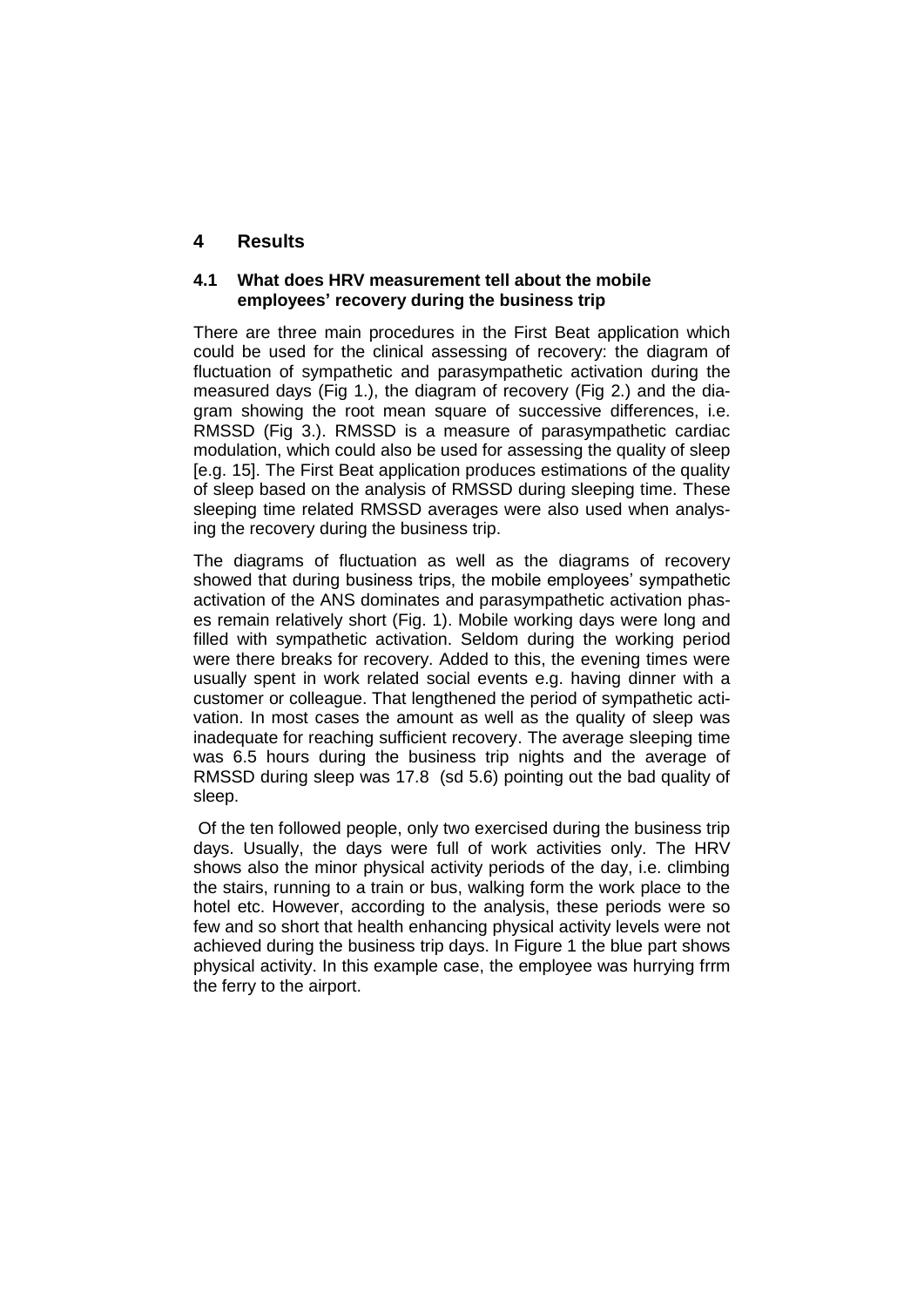# 4 Results

## 4.1 What does HRV measurement tell about the mobile employees' recovery during the business trip

There are three main procedures in the First Beat application which could be used for the clinical assessing of recovery: the diagram of fluctuation of sympathetic and parasympathetic activation during the measured days (Fig 1.), the diagram of recovery (Fig 2.) and the diagram showing the root mean square of successive differences, i.e. RMSSD (Fig 3.). RMSSD is a measure of parasympathetic cardiac modulation, which could also be used for assessing the quality of sleep [e.g. 15]. The First Beat application produces estimations of the quality of sleep based on the analysis of RMSSD during sleeping time. These sleeping time related RMSSD averages were also used when analysing the recovery during the business trip.

The diagrams of fluctuation as well as the diagrams of recovery showed that during business trips, the mobile employees' sympathetic activation of the ANS dominates and parasympathetic activation phases remain relatively short (Fig. 1). Mobile working days were long and filled with sympathetic activation. Seldom during the working period were there breaks for recovery. Added to this, the evening times were usually spent in work related social events e.g. having dinner with a customer or colleague. That lengthened the period of sympathetic activation. In most cases the amount as well as the quality of sleep was inadequate for reaching sufficient recovery. The average sleeping time was 6.5 hours during the business trip nights and the average of RMSSD during sleep was 17.8 (sd 5.6) pointing out the bad quality of sleep.

Of the ten followed people, only two exercised during the business trip days. Usually, the days were full of work activities only. The HRV shows also the minor physical activity periods of the day, i.e. climbing the stairs, running to a train or bus, walking form the work place to the hotel etc. However, according to the analysis, these periods were so few and so short that health enhancing physical activity levels were not achieved during the business trip days. In Figure 1 the blue part shows physical activity. In this example case, the employee was hurrying frrm the ferry to the airport.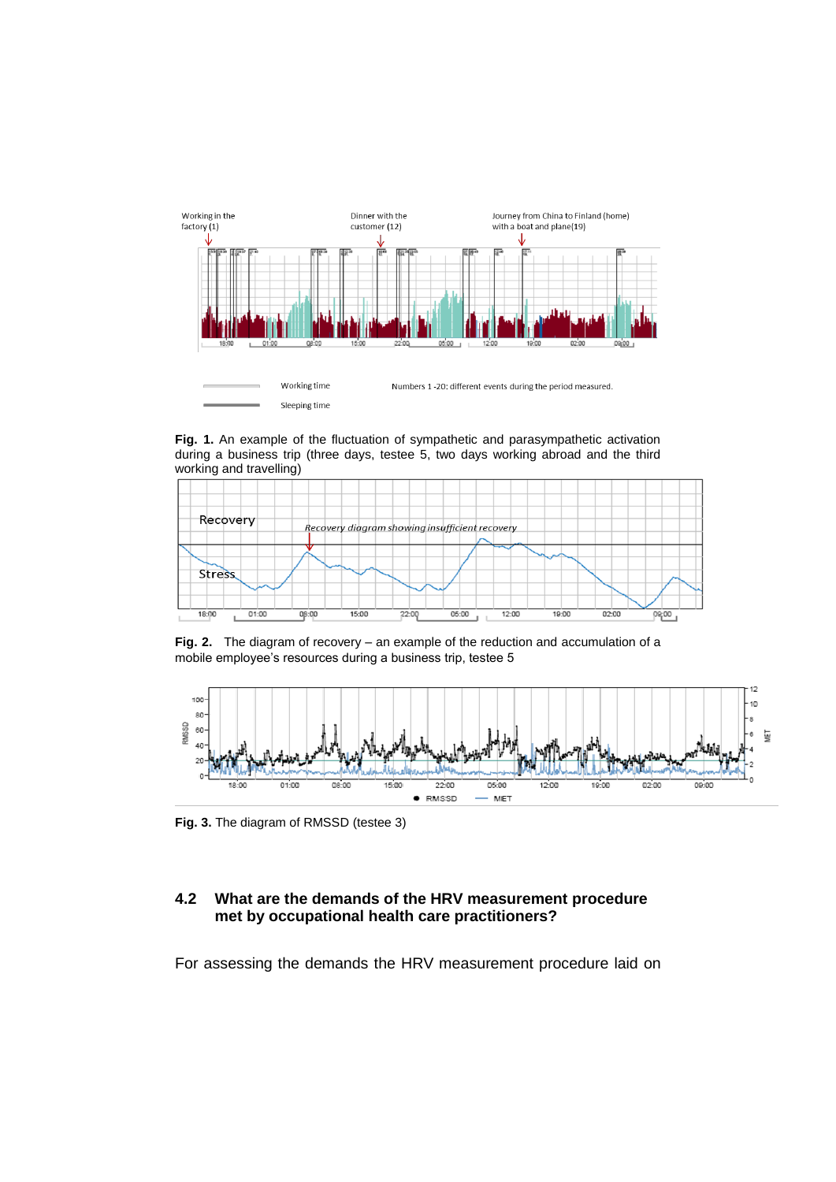**Fig. 1.** An example of the fluctuation of sympathetic and parasympathetic activation during a business trip (three days, testee 5, two days working abroad and the third working and travelling)

**Fig. 2.** The diagram of recovery – an example of the reduction and accumulation of a mobile employee's resources during a business trip, testee 5

**Fig. 3.** The diagram of RMSSD (testee 3)

## 4.2 What are the demands of the HRV measurement procedure met by occupational health care practitioners?

For assessing the demands the HRV measurement procedure laid on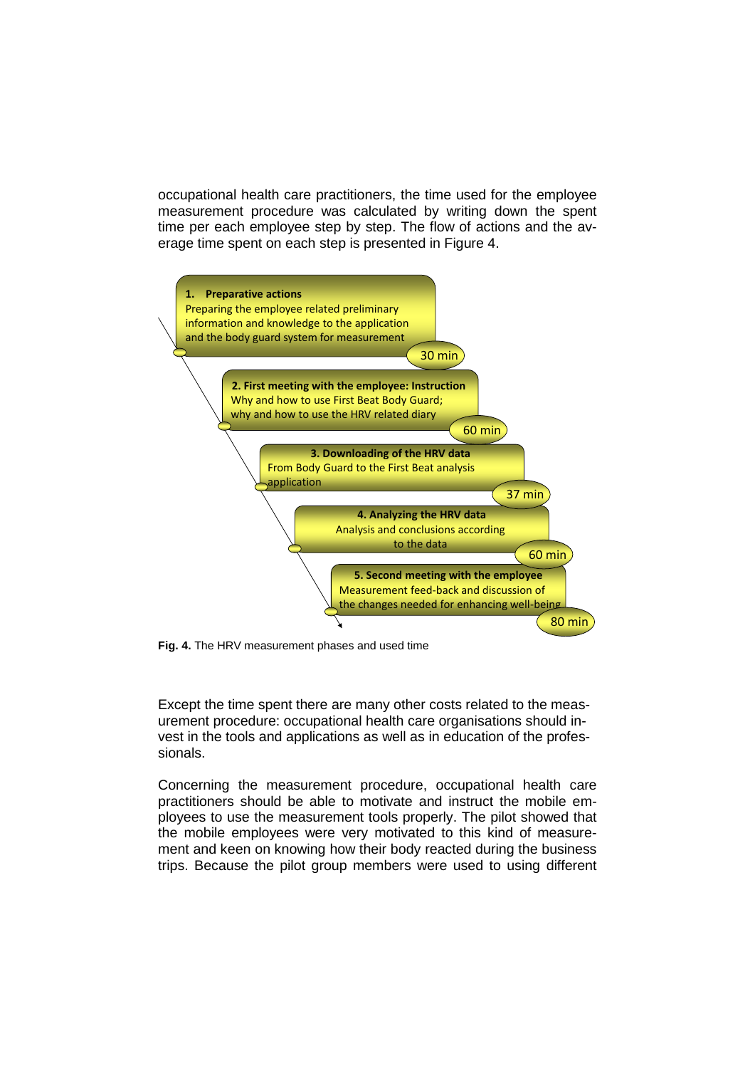occupational health care practitioners, the time used for the employee measurement procedure was calculated by writing down the spent time per each employee step by step. The flow of actions and the average time spent on each step is presented in Figure 4.

**1. Preparative actions**
Preparing the employee related preliminary information and knowledge to the application and the body guard system for measurement
30 min

**2. First meeting with the employee: Instruction**
Why and how to use First Beat Body Guard; why and how to use the HRV related diary
60 min

**3. Downloading of the HRV data**
From Body Guard to the First Beat analysis application
37 min

**4. Analyzing the HRV data**
Analysis and conclusions according to the data
60 min

**5. Second meeting with the employee**
Measurement feed-back and discussion of the changes needed for enhancing well-being
80 min

**Fig. 4.** The HRV measurement phases and used time

Except the time spent there are many other costs related to the measurement procedure: occupational health care organisations should invest in the tools and applications as well as in education of the professionals.

Concerning the measurement procedure, occupational health care practitioners should be able to motivate and instruct the mobile employees to use the measurement tools properly. The pilot showed that the mobile employees were very motivated to this kind of measurement and keen on knowing how their body reacted during the business trips. Because the pilot group members were used to using different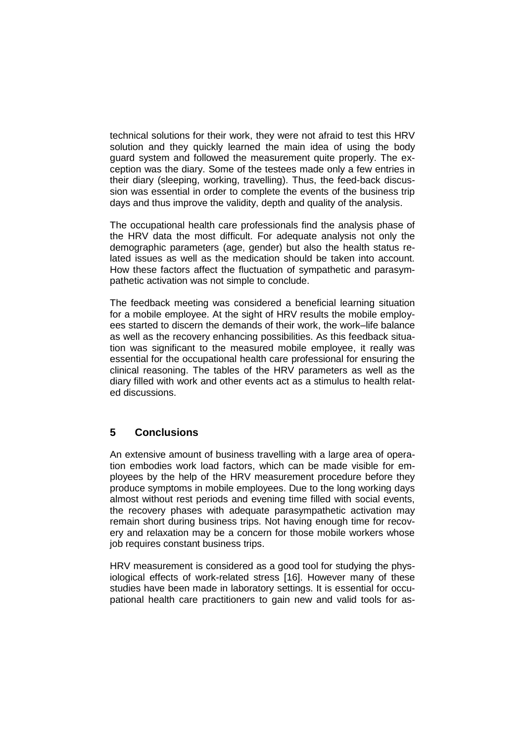technical solutions for their work, they were not afraid to test this HRV solution and they quickly learned the main idea of using the body guard system and followed the measurement quite properly. The exception was the diary. Some of the testees made only a few entries in their diary (sleeping, working, travelling). Thus, the feed-back discussion was essential in order to complete the events of the business trip days and thus improve the validity, depth and quality of the analysis.

The occupational health care professionals find the analysis phase of the HRV data the most difficult. For adequate analysis not only the demographic parameters (age, gender) but also the health status related issues as well as the medication should be taken into account. How these factors affect the fluctuation of sympathetic and parasympathetic activation was not simple to conclude.

The feedback meeting was considered a beneficial learning situation for a mobile employee. At the sight of HRV results the mobile employees started to discern the demands of their work, the work–life balance as well as the recovery enhancing possibilities. As this feedback situation was significant to the measured mobile employee, it really was essential for the occupational health care professional for ensuring the clinical reasoning. The tables of the HRV parameters as well as the diary filled with work and other events act as a stimulus to health related discussions.

## 5 Conclusions

An extensive amount of business travelling with a large area of operation embodies work load factors, which can be made visible for employees by the help of the HRV measurement procedure before they produce symptoms in mobile employees. Due to the long working days almost without rest periods and evening time filled with social events, the recovery phases with adequate parasympathetic activation may remain short during business trips. Not having enough time for recovery and relaxation may be a concern for those mobile workers whose job requires constant business trips.

HRV measurement is considered as a good tool for studying the physiological effects of work-related stress [16]. However many of these studies have been made in laboratory settings. It is essential for occupational health care practitioners to gain new and valid tools for as-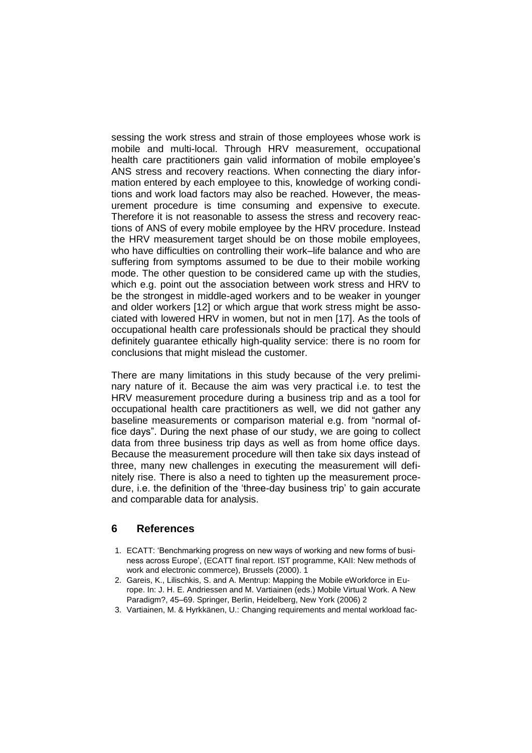sessing the work stress and strain of those employees whose work is mobile and multi-local. Through HRV measurement, occupational health care practitioners gain valid information of mobile employee's ANS stress and recovery reactions. When connecting the diary information entered by each employee to this, knowledge of working conditions and work load factors may also be reached. However, the measurement procedure is time consuming and expensive to execute. Therefore it is not reasonable to assess the stress and recovery reactions of ANS of every mobile employee by the HRV procedure. Instead the HRV measurement target should be on those mobile employees, who have difficulties on controlling their work–life balance and who are suffering from symptoms assumed to be due to their mobile working mode. The other question to be considered came up with the studies, which e.g. point out the association between work stress and HRV to be the strongest in middle-aged workers and to be weaker in younger and older workers [12] or which argue that work stress might be associated with lowered HRV in women, but not in men [17]. As the tools of occupational health care professionals should be practical they should definitely guarantee ethically high-quality service: there is no room for conclusions that might mislead the customer.

There are many limitations in this study because of the very preliminary nature of it. Because the aim was very practical i.e. to test the HRV measurement procedure during a business trip and as a tool for occupational health care practitioners as well, we did not gather any baseline measurements or comparison material e.g. from "normal office days". During the next phase of our study, we are going to collect data from three business trip days as well as from home office days. Because the measurement procedure will then take six days instead of three, many new challenges in executing the measurement will definitely rise. There is also a need to tighten up the measurement procedure, i.e. the definition of the 'three-day business trip' to gain accurate and comparable data for analysis.

## 6 References

1. ECATT: 'Benchmarking progress on new ways of working and new forms of business across Europe', (ECATT final report. IST programme, KAII: New methods of work and electronic commerce), Brussels (2000). 1
2. Gareis, K., Lilischkis, S. and A. Mentrup: Mapping the Mobile eWorkforce in Europe. In: J. H. E. Andriessen and M. Vartiainen (eds.) Mobile Virtual Work. A New Paradigm?, 45–69. Springer, Berlin, Heidelberg, New York (2006) 2
3. Vartiainen, M. & Hyrkkänen, U.: Changing requirements and mental workload fac-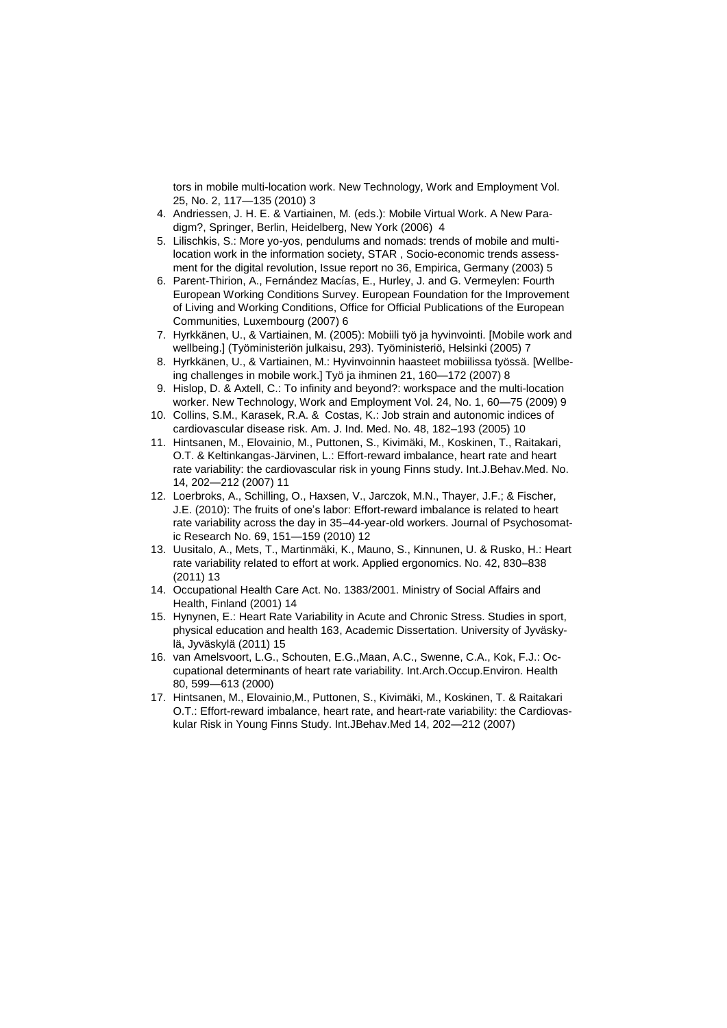tors in mobile multi-location work. New Technology, Work and Employment Vol. 25, No. 2, 117—135 (2010) 3

4. Andriessen, J. H. E. & Vartiainen, M. (eds.): Mobile Virtual Work. A New Paradigm?, Springer, Berlin, Heidelberg, New York (2006) 4
5. Lilischkis, S.: More yo-yos, pendulums and nomads: trends of mobile and multi-location work in the information society, STAR , Socio-economic trends assessment for the digital revolution, Issue report no 36, Empirica, Germany (2003) 5
6. Parent-Thirion, A., Fernández Macías, E., Hurley, J. and G. Vermeylen: Fourth European Working Conditions Survey. European Foundation for the Improvement of Living and Working Conditions, Office for Official Publications of the European Communities, Luxembourg (2007) 6
7. Hyrkkänen, U., & Vartiainen, M. (2005): Mobiili työ ja hyvinvointi. [Mobile work and wellbeing.] (Työministeriön julkaisu, 293). Työministeriö, Helsinki (2005) 7
8. Hyrkkänen, U., & Vartiainen, M.: Hyvinvoinnin haasteet mobiilissa työssä. [Wellbeing challenges in mobile work.] Työ ja ihminen 21, 160—172 (2007) 8
9. Hislop, D. & Axtell, C.: To infinity and beyond?: workspace and the multi-location worker. New Technology, Work and Employment Vol. 24, No. 1, 60—75 (2009) 9
10. Collins, S.M., Karasek, R.A. & Costas, K.: Job strain and autonomic indices of cardiovascular disease risk. Am. J. Ind. Med. No. 48, 182–193 (2005) 10
11. Hintsanen, M., Elovainio, M., Puttonen, S., Kivimäki, M., Koskinen, T., Raitakari, O.T. & Keltinkangas-Järvinen, L.: Effort-reward imbalance, heart rate and heart rate variability: the cardiovascular risk in young Finns study. Int.J.Behav.Med. No. 14, 202—212 (2007) 11
12. Loerbroks, A., Schilling, O., Haxsen, V., Jarczok, M.N., Thayer, J.F.; & Fischer, J.E. (2010): The fruits of one's labor: Effort-reward imbalance is related to heart rate variability across the day in 35–44-year-old workers. Journal of Psychosomatic Research No. 69, 151—159 (2010) 12
13. Uusitalo, A., Mets, T., Martinmäki, K., Mauno, S., Kinnunen, U. & Rusko, H.: Heart rate variability related to effort at work. Applied ergonomics. No. 42, 830–838 (2011) 13
14. Occupational Health Care Act. No. 1383/2001. Ministry of Social Affairs and Health, Finland (2001) 14
15. Hynynen, E.: Heart Rate Variability in Acute and Chronic Stress. Studies in sport, physical education and health 163, Academic Dissertation. University of Jyväskylä, Jyväskylä (2011) 15
16. van Amelsvoort, L.G., Schouten, E.G.,Maan, A.C., Swenne, C.A., Kok, F.J.: Occupational determinants of heart rate variability. Int.Arch.Occup.Environ. Health 80, 599—613 (2000)
17. Hintsanen, M., Elovainio,M., Puttonen, S., Kivimäki, M., Koskinen, T. & Raitakari O.T.: Effort-reward imbalance, heart rate, and heart-rate variability: the Cardiovaskular Risk in Young Finns Study. Int.JBehav.Med 14, 202—212 (2007)